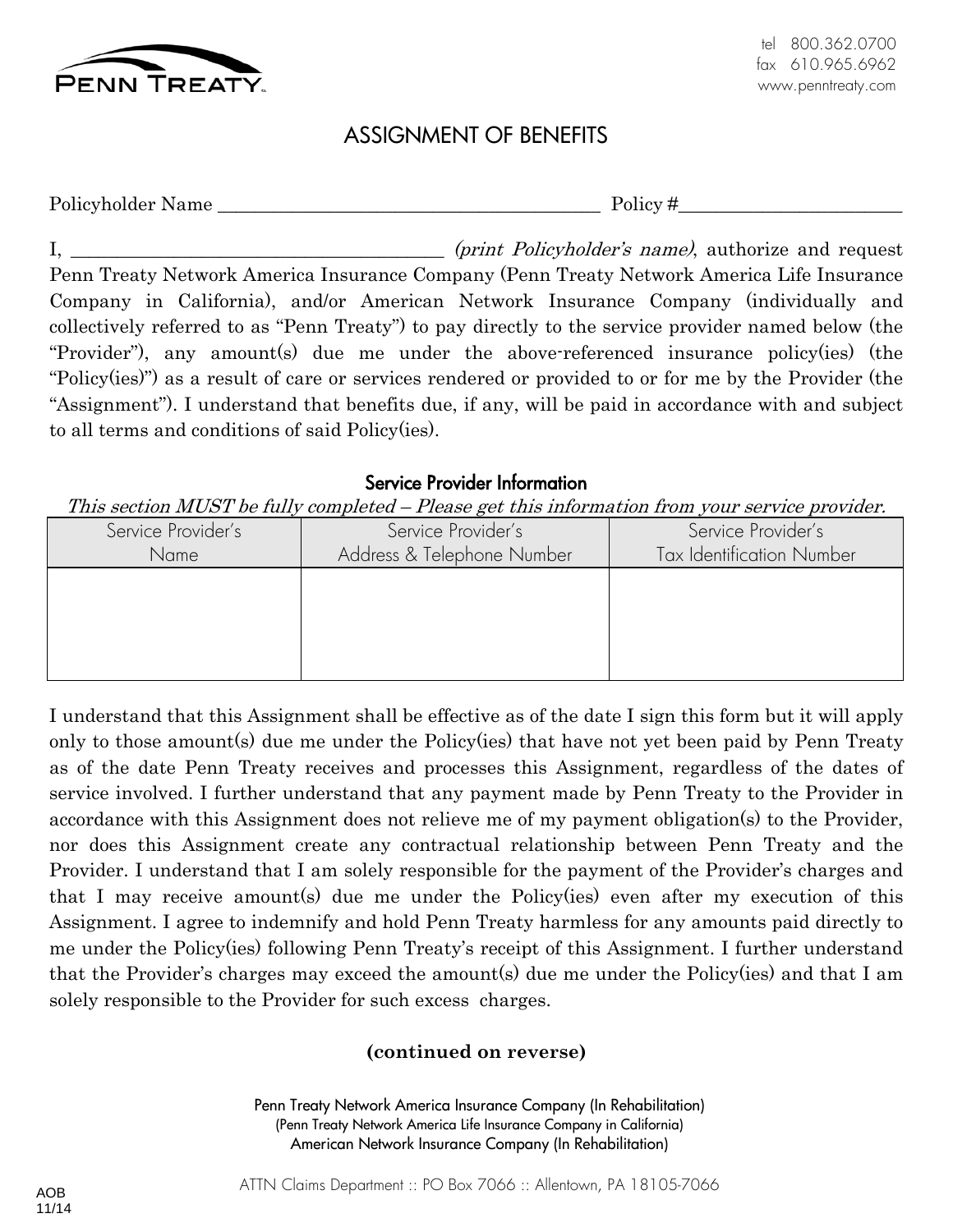PENN TREATY

tel 800.362.0700
fax 610.965.6962
www.penntreaty.com

# ASSIGNMENT OF BENEFITS

Policyholder Name ________________________________________ Policy #______________________

I, ________________________________________ *(print Policyholder's name)*, authorize and request Penn Treaty Network America Insurance Company (Penn Treaty Network America Life Insurance Company in California), and/or American Network Insurance Company (individually and collectively referred to as "Penn Treaty") to pay directly to the service provider named below (the "Provider"), any amount(s) due me under the above-referenced insurance policy(ies) (the "Policy(ies)") as a result of care or services rendered or provided to or for me by the Provider (the "Assignment"). I understand that benefits due, if any, will be paid in accordance with and subject to all terms and conditions of said Policy(ies).

## Service Provider Information

*This section MUST be fully completed – Please get this information from your service provider.*

| Service Provider's Name | Service Provider's Address & Telephone Number | Service Provider's Tax Identification Number |
| --- | --- | --- |
| | | |

I understand that this Assignment shall be effective as of the date I sign this form but it will apply only to those amount(s) due me under the Policy(ies) that have not yet been paid by Penn Treaty as of the date Penn Treaty receives and processes this Assignment, regardless of the dates of service involved. I further understand that any payment made by Penn Treaty to the Provider in accordance with this Assignment does not relieve me of my payment obligation(s) to the Provider, nor does this Assignment create any contractual relationship between Penn Treaty and the Provider. I understand that I am solely responsible for the payment of the Provider's charges and that I may receive amount(s) due me under the Policy(ies) even after my execution of this Assignment. I agree to indemnify and hold Penn Treaty harmless for any amounts paid directly to me under the Policy(ies) following Penn Treaty's receipt of this Assignment. I further understand that the Provider's charges may exceed the amount(s) due me under the Policy(ies) and that I am solely responsible to the Provider for such excess charges.

**(continued on reverse)**

Penn Treaty Network America Insurance Company (In Rehabilitation)
(Penn Treaty Network America Life Insurance Company in California)
American Network Insurance Company (In Rehabilitation)

ATTN Claims Department :: PO Box 7066 :: Allentown, PA 18105-7066

AOB
11/14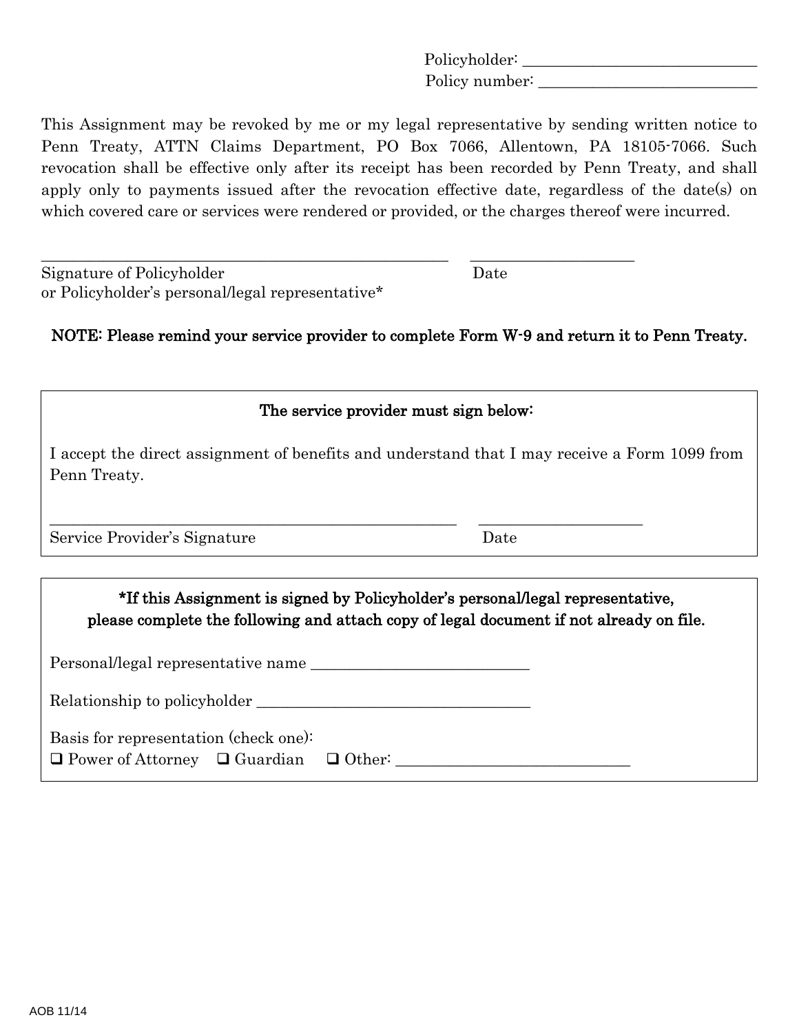Policyholder: ___________________________

Policy number: ___________________________

This Assignment may be revoked by me or my legal representative by sending written notice to Penn Treaty, ATTN Claims Department, PO Box 7066, Allentown, PA 18105-7066. Such revocation shall be effective only after its receipt has been recorded by Penn Treaty, and shall apply only to payments issued after the revocation effective date, regardless of the date(s) on which covered care or services were rendered or provided, or the charges thereof were incurred.

_____________________________________________________ ____________________

Signature of Policyholder or Policyholder's personal/legal representative* Date

**NOTE: Please remind your service provider to complete Form W-9 and return it to Penn Treaty.**

**The service provider must sign below:**

I accept the direct assignment of benefits and understand that I may receive a Form 1099 from Penn Treaty.

_____________________________________________________ ____________________

Service Provider's Signature Date

**\*If this Assignment is signed by Policyholder's personal/legal representative, please complete the following and attach copy of legal document if not already on file.**

Personal/legal representative name ___________________________

Relationship to policyholder ___________________________________

Basis for representation (check one):

❑ Power of Attorney ❑ Guardian ❑ Other: ____________________________

AOB 11/14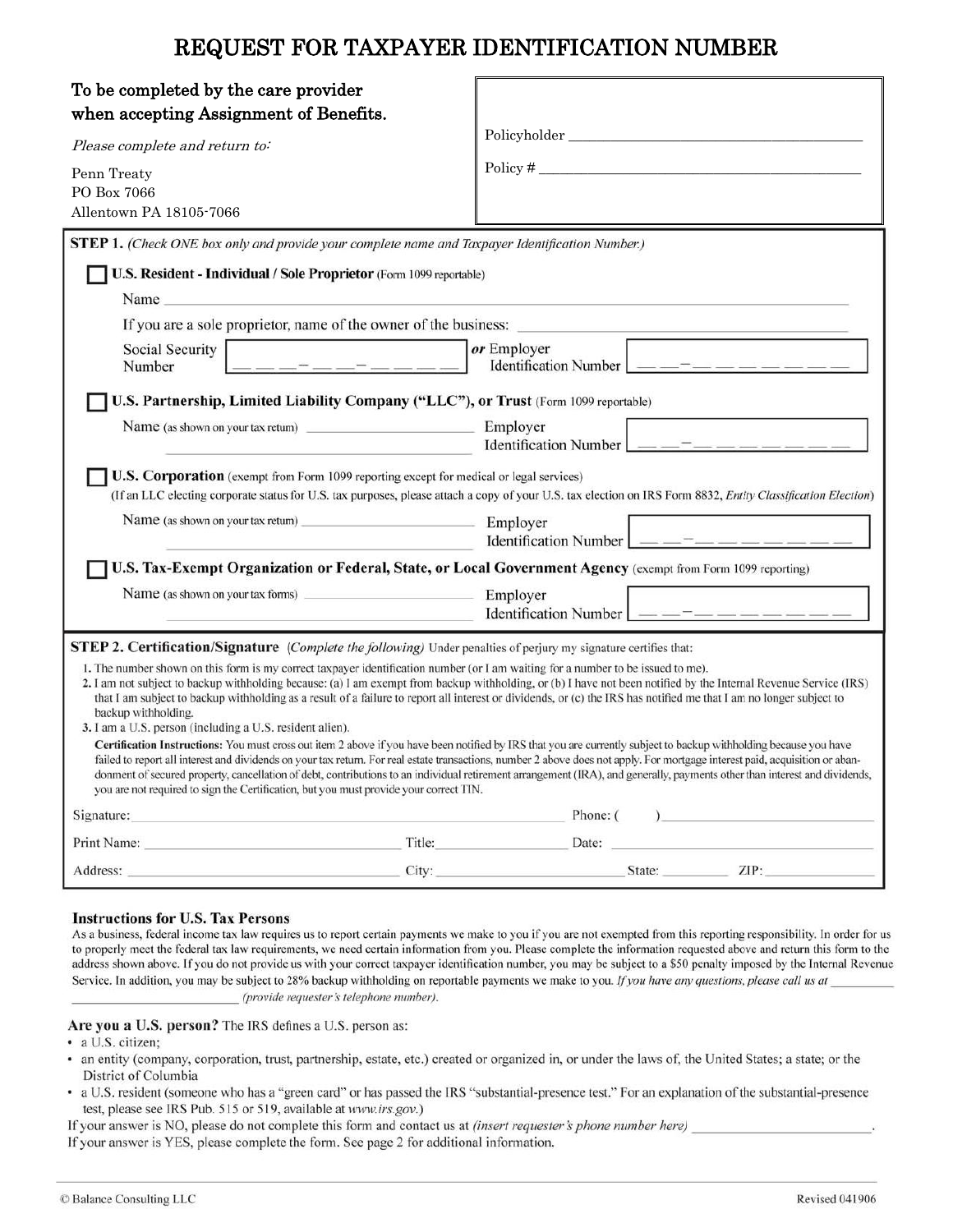# REQUEST FOR TAXPAYER IDENTIFICATION NUMBER

**To be completed by the care provider when accepting Assignment of Benefits.**

*Please complete and return to:*

Penn Treaty
PO Box 7066
Allentown PA 18105-7066

Policyholder ______________________

Policy # ______________________

**STEP 1.** *(Check ONE box only and provide your complete name and Taxpayer Identification Number.)*

☐ **U.S. Resident - Individual / Sole Proprietor** (Form 1099 reportable)

Name ______________________

If you are a sole proprietor, name of the owner of the business: ______________________

Social Security Number ___ ___ ___ - ___ ___ - ___ ___ ___ ___ *or* Employer Identification Number ___ ___ - ___ ___ ___ ___ ___ ___ ___

☐ **U.S. Partnership, Limited Liability Company ("LLC"), or Trust** (Form 1099 reportable)

Name (as shown on your tax return) ______________________ Employer Identification Number ___ ___ - ___ ___ ___ ___ ___ ___ ___

☐ **U.S. Corporation** (exempt from Form 1099 reporting except for medical or legal services)

(If an LLC electing corporate status for U.S. tax purposes, please attach a copy of your U.S. tax election on IRS Form 8832, *Entity Classification Election*)

Name (as shown on your tax return) ______________________ Employer Identification Number ___ ___ - ___ ___ ___ ___ ___ ___ ___

☐ **U.S. Tax-Exempt Organization or Federal, State, or Local Government Agency** (exempt from Form 1099 reporting)

Name (as shown on your tax forms) ______________________ Employer Identification Number ___ ___ - ___ ___ ___ ___ ___ ___ ___

**STEP 2. Certification/Signature** *(Complete the following)* Under penalties of perjury my signature certifies that:

1. The number shown on this form is my correct taxpayer identification number (or I am waiting for a number to be issued to me).
2. I am not subject to backup withholding because: (a) I am exempt from backup withholding, or (b) I have not been notified by the Internal Revenue Service (IRS) that I am subject to backup withholding as a result of a failure to report all interest or dividends, or (c) the IRS has notified me that I am no longer subject to backup withholding.
3. I am a U.S. person (including a U.S. resident alien).

**Certification Instructions:** You must cross out item 2 above if you have been notified by IRS that you are currently subject to backup withholding because you have failed to report all interest and dividends on your tax return. For real estate transactions, number 2 above does not apply. For mortgage interest paid, acquisition or abandonment of secured property, cancellation of debt, contributions to an individual retirement arrangement (IRA), and generally, payments other than interest and dividends, you are not required to sign the Certification, but you must provide your correct TIN.

Signature: ______________________ Phone: ( ) ______________________

Print Name: ______________________ Title: ______________________ Date: ______________________

Address: ______________________ City: ______________________ State: ________ ZIP: ________

### Instructions for U.S. Tax Persons

As a business, federal income tax law requires us to report certain payments we make to you if you are not exempted from this reporting responsibility. In order for us to properly meet the federal tax law requirements, we need certain information from you. Please complete the information requested above and return this form to the address shown above. If you do not provide us with your correct taxpayer identification number, you may be subject to a $50 penalty imposed by the Internal Revenue Service. In addition, you may be subject to 28% backup withholding on reportable payments we make to you. *If you have any questions, please call us at* ______________________ *(provide requester's telephone number).*

**Are you a U.S. person?** The IRS defines a U.S. person as:

- a U.S. citizen;
- an entity (company, corporation, trust, partnership, estate, etc.) created or organized in, or under the laws of, the United States; a state; or the District of Columbia
- a U.S. resident (someone who has a "green card" or has passed the IRS "substantial-presence test." For an explanation of the substantial-presence test, please see IRS Pub. 515 or 519, available at *www.irs.gov*.)

If your answer is NO, please do not complete this form and contact us at *(insert requester's phone number here)* ______________________.

If your answer is YES, please complete the form. See page 2 for additional information.

© Balance Consulting LLC Revised 041906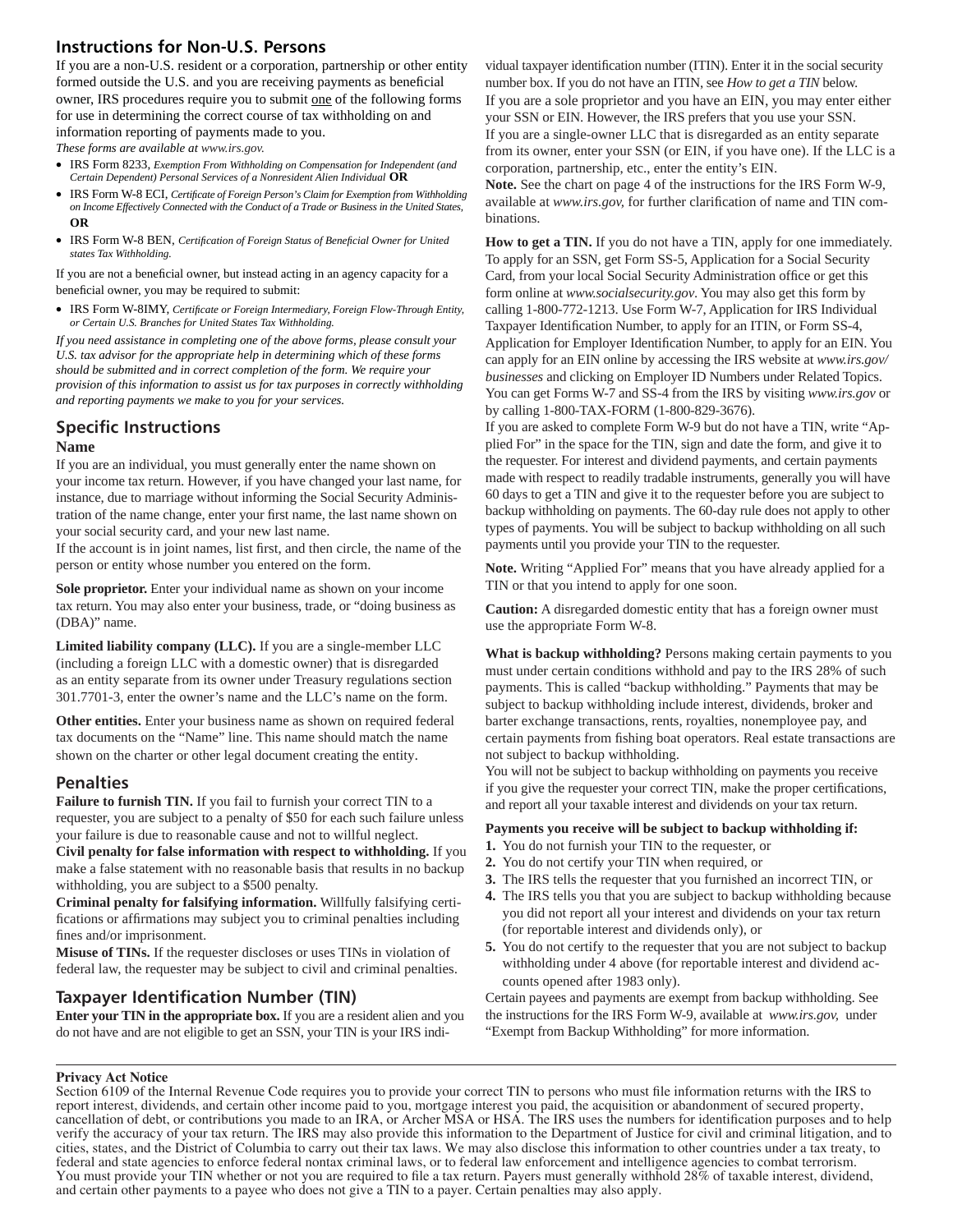## Instructions for Non-U.S. Persons

If you are a non-U.S. resident or a corporation, partnership or other entity formed outside the U.S. and you are receiving payments as beneficial owner, IRS procedures require you to submit one of the following forms for use in determining the correct course of tax withholding on and information reporting of payments made to you.

*These forms are available at www.irs.gov.*

- IRS Form 8233, *Exemption From Withholding on Compensation for Independent (and Certain Dependent) Personal Services of a Nonresident Alien Individual* **OR**
- IRS Form W-8 ECI, *Certificate of Foreign Person's Claim for Exemption from Withholding on Income Effectively Connected with the Conduct of a Trade or Business in the United States,* **OR**
- IRS Form W-8 BEN, *Certification of Foreign Status of Beneficial Owner for United states Tax Withholding.*

If you are not a beneficial owner, but instead acting in an agency capacity for a beneficial owner, you may be required to submit:

- IRS Form W-8IMY, *Certificate or Foreign Intermediary, Foreign Flow-Through Entity, or Certain U.S. Branches for United States Tax Withholding.*

*If you need assistance in completing one of the above forms, please consult your U.S. tax advisor for the appropriate help in determining which of these forms should be submitted and in correct completion of the form. We require your provision of this information to assist us for tax purposes in correctly withholding and reporting payments we make to you for your services.*

## Specific Instructions

### Name

If you are an individual, you must generally enter the name shown on your income tax return. However, if you have changed your last name, for instance, due to marriage without informing the Social Security Administration of the name change, enter your first name, the last name shown on your social security card, and your new last name.

If the account is in joint names, list first, and then circle, the name of the person or entity whose number you entered on the form.

**Sole proprietor.** Enter your individual name as shown on your income tax return. You may also enter your business, trade, or "doing business as (DBA)" name.

**Limited liability company (LLC).** If you are a single-member LLC (including a foreign LLC with a domestic owner) that is disregarded as an entity separate from its owner under Treasury regulations section 301.7701-3, enter the owner's name and the LLC's name on the form.

**Other entities.** Enter your business name as shown on required federal tax documents on the "Name" line. This name should match the name shown on the charter or other legal document creating the entity.

## Penalties

**Failure to furnish TIN.** If you fail to furnish your correct TIN to a requester, you are subject to a penalty of $50 for each such failure unless your failure is due to reasonable cause and not to willful neglect.

**Civil penalty for false information with respect to withholding.** If you make a false statement with no reasonable basis that results in no backup withholding, you are subject to a $500 penalty.

**Criminal penalty for falsifying information.** Willfully falsifying certifications or affirmations may subject you to criminal penalties including fines and/or imprisonment.

**Misuse of TINs.** If the requester discloses or uses TINs in violation of federal law, the requester may be subject to civil and criminal penalties.

## Taxpayer Identification Number (TIN)

**Enter your TIN in the appropriate box.** If you are a resident alien and you do not have and are not eligible to get an SSN, your TIN is your IRS individual taxpayer identification number (ITIN). Enter it in the social security number box. If you do not have an ITIN, see *How to get a TIN* below.

If you are a sole proprietor and you have an EIN, you may enter either your SSN or EIN. However, the IRS prefers that you use your SSN.

If you are a single-owner LLC that is disregarded as an entity separate from its owner, enter your SSN (or EIN, if you have one). If the LLC is a corporation, partnership, etc., enter the entity's EIN.

**Note.** See the chart on page 4 of the instructions for the IRS Form W-9, available at *www.irs.gov,* for further clarification of name and TIN combinations.

**How to get a TIN.** If you do not have a TIN, apply for one immediately. To apply for an SSN, get Form SS-5, Application for a Social Security Card, from your local Social Security Administration office or get this form online at *www.socialsecurity.gov*. You may also get this form by calling 1-800-772-1213. Use Form W-7, Application for IRS Individual Taxpayer Identification Number, to apply for an ITIN, or Form SS-4, Application for Employer Identification Number, to apply for an EIN. You can apply for an EIN online by accessing the IRS website at *www.irs.gov/businesses* and clicking on Employer ID Numbers under Related Topics. You can get Forms W-7 and SS-4 from the IRS by visiting *www.irs.gov* or by calling 1-800-TAX-FORM (1-800-829-3676).

If you are asked to complete Form W-9 but do not have a TIN, write "Applied For" in the space for the TIN, sign and date the form, and give it to the requester. For interest and dividend payments, and certain payments made with respect to readily tradable instruments, generally you will have 60 days to get a TIN and give it to the requester before you are subject to backup withholding on payments. The 60-day rule does not apply to other types of payments. You will be subject to backup withholding on all such payments until you provide your TIN to the requester.

**Note.** Writing "Applied For" means that you have already applied for a TIN or that you intend to apply for one soon.

**Caution:** A disregarded domestic entity that has a foreign owner must use the appropriate Form W-8.

**What is backup withholding?** Persons making certain payments to you must under certain conditions withhold and pay to the IRS 28% of such payments. This is called "backup withholding." Payments that may be subject to backup withholding include interest, dividends, broker and barter exchange transactions, rents, royalties, nonemployee pay, and certain payments from fishing boat operators. Real estate transactions are not subject to backup withholding.

You will not be subject to backup withholding on payments you receive if you give the requester your correct TIN, make the proper certifications, and report all your taxable interest and dividends on your tax return.

**Payments you receive will be subject to backup withholding if:**

1. You do not furnish your TIN to the requester, or
2. You do not certify your TIN when required, or
3. The IRS tells the requester that you furnished an incorrect TIN, or
4. The IRS tells you that you are subject to backup withholding because you did not report all your interest and dividends on your tax return (for reportable interest and dividends only), or
5. You do not certify to the requester that you are not subject to backup withholding under 4 above (for reportable interest and dividend accounts opened after 1983 only).

Certain payees and payments are exempt from backup withholding. See the instructions for the IRS Form W-9, available at *www.irs.gov,* under "Exempt from Backup Withholding" for more information.

---

**Privacy Act Notice**

Section 6109 of the Internal Revenue Code requires you to provide your correct TIN to persons who must file information returns with the IRS to report interest, dividends, and certain other income paid to you, mortgage interest you paid, the acquisition or abandonment of secured property, cancellation of debt, or contributions you made to an IRA, or Archer MSA or HSA. The IRS uses the numbers for identification purposes and to help verify the accuracy of your tax return. The IRS may also provide this information to the Department of Justice for civil and criminal litigation, and to cities, states, and the District of Columbia to carry out their tax laws. We may also disclose this information to other countries under a tax treaty, to federal and state agencies to enforce federal nontax criminal laws, or to federal law enforcement and intelligence agencies to combat terrorism. You must provide your TIN whether or not you are required to file a tax return. Payers must generally withhold 28% of taxable interest, dividend, and certain other payments to a payee who does not give a TIN to a payer. Certain penalties may also apply.